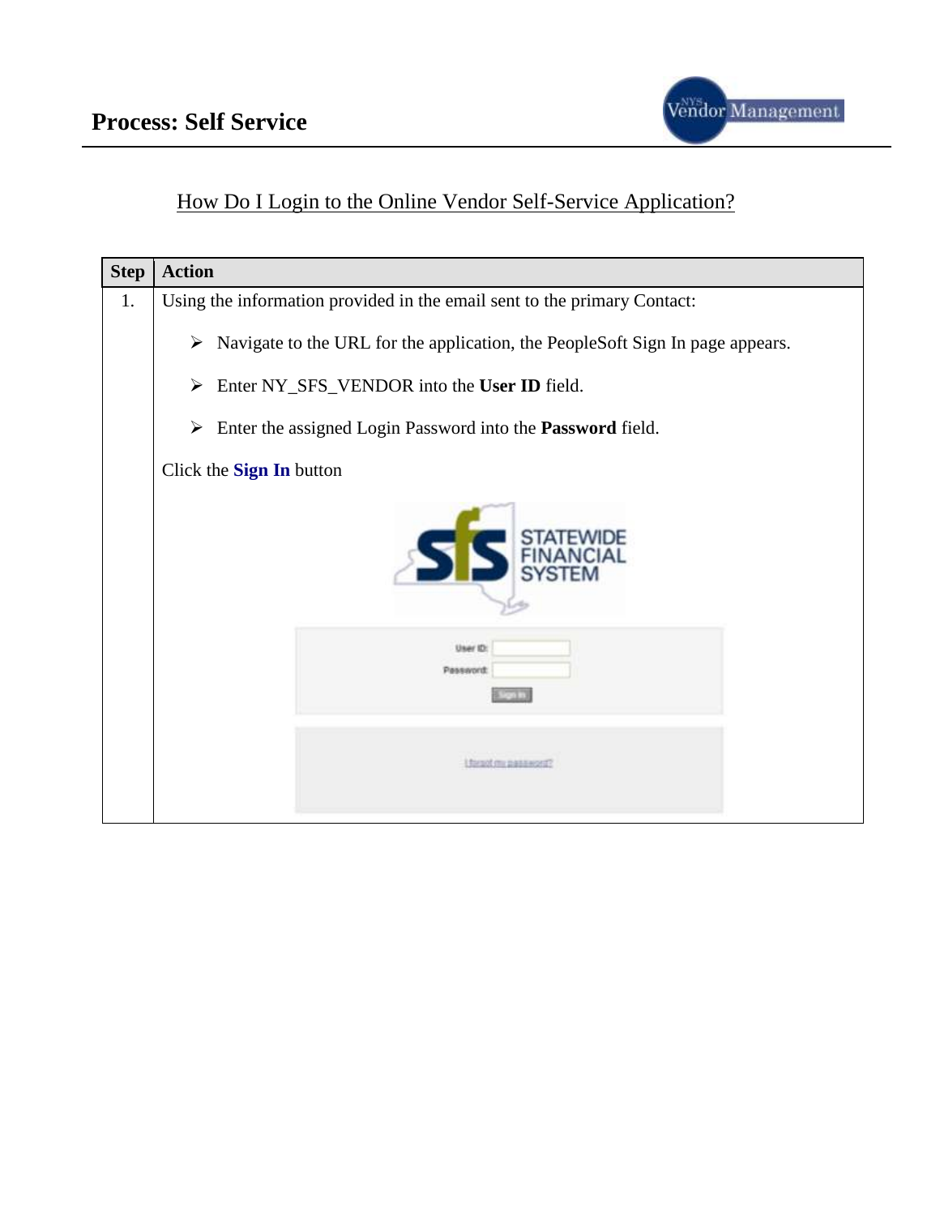# Process: Self Service

## How Do I Login to the Online Vendor Self-Service Application?

| Step | Action |
| --- | --- |
| 1. | Using the information provided in the email sent to the primary Contact:<br><br>➢ Navigate to the URL for the application, the PeopleSoft Sign In page appears.<br><br>➢ Enter NY_SFS_VENDOR into the **User ID** field.<br><br>➢ Enter the assigned Login Password into the **Password** field.<br><br>Click the **Sign In** button |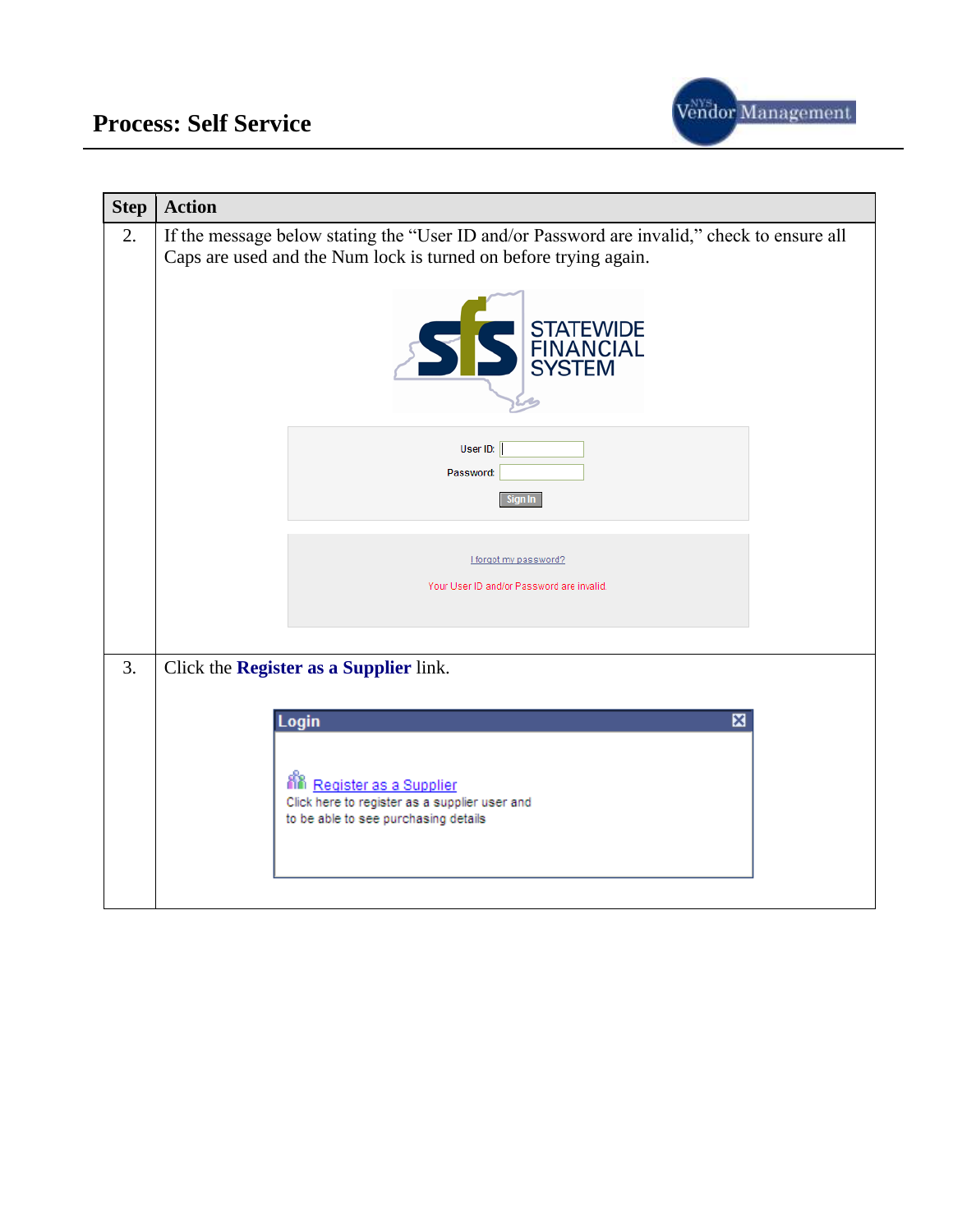## Process: Self Service

| Step | Action |
|---|---|
| 2. | If the message below stating the "User ID and/or Password are invalid," check to ensure all Caps are used and the Num lock is turned on before trying again. |
| 3. | Click the **Register as a Supplier** link. |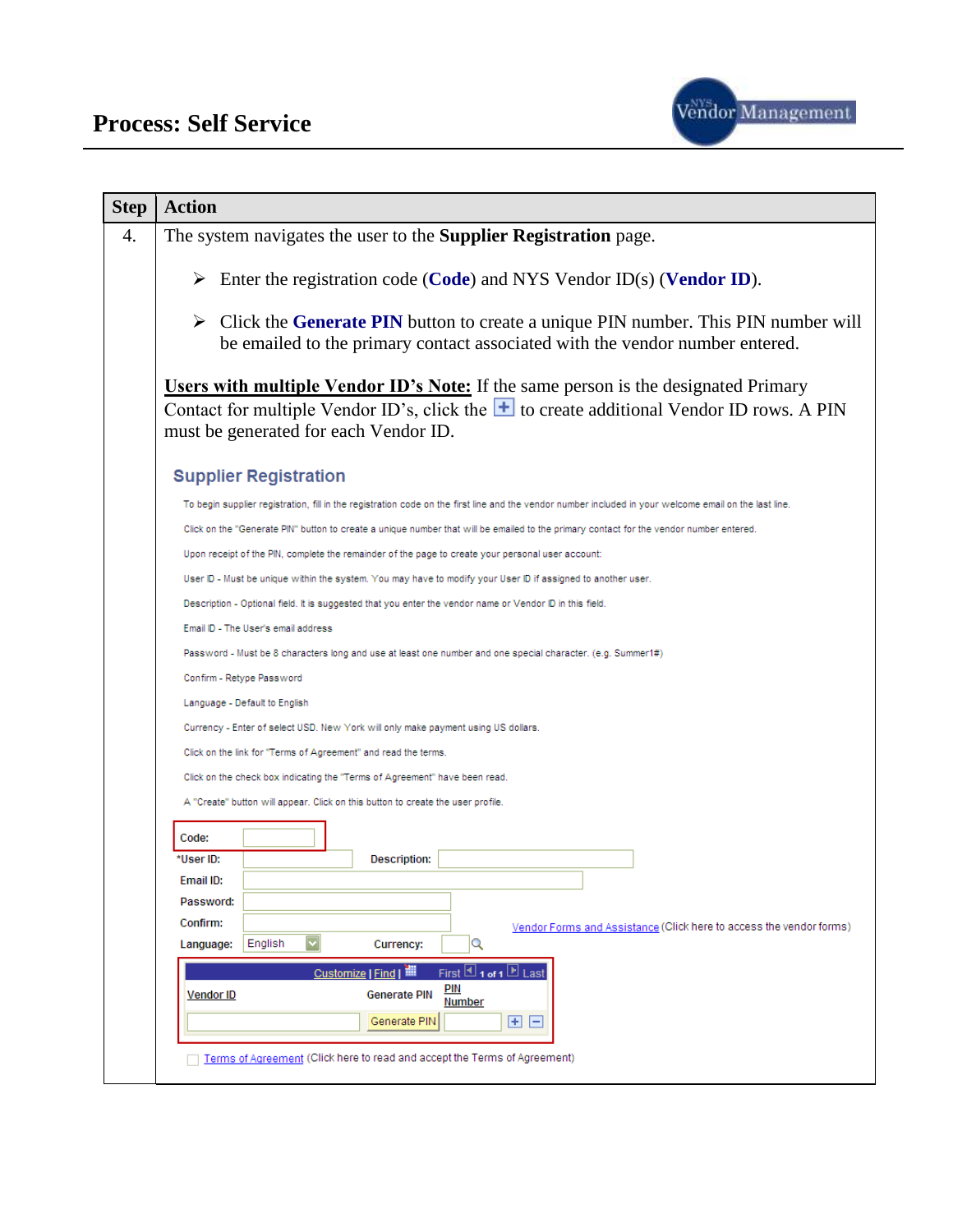# Process: Self Service

| Step | Action |
|---|---|
| 4. | The system navigates the user to the **Supplier Registration** page.<br><br>➢ Enter the registration code (**Code**) and NYS Vendor ID(s) (**Vendor ID**).<br><br>➢ Click the **Generate PIN** button to create a unique PIN number. This PIN number will be emailed to the primary contact associated with the vendor number entered.<br><br>**Users with multiple Vendor ID's Note:** If the same person is the designated Primary Contact for multiple Vendor ID's, click the [+] to create additional Vendor ID rows. A PIN must be generated for each Vendor ID.<br><br>**Supplier Registration**<br><br>To begin supplier registration, fill in the registration code on the first line and the vendor number included in your welcome email on the last line.<br>Click on the "Generate PIN" button to create a unique number that will be emailed to the primary contact for the vendor number entered.<br>Upon receipt of the PIN, complete the remainder of the page to create your personal user account:<br>User ID - Must be unique within the system. You may have to modify your User ID if assigned to another user.<br>Description - Optional field. It is suggested that you enter the vendor name or Vendor ID in this field.<br>Email ID - The User's email address<br>Password - Must be 8 characters long and use at least one number and one special character. (e.g. Summer1#)<br>Confirm - Retype Password<br>Language - Default to English<br>Currency - Enter of select USD. New York will only make payment using US dollars.<br>Click on the link for "Terms of Agreement" and read the terms.<br>Click on the check box indicating the "Terms of Agreement" have been read.<br>A "Create" button will appear. Click on this button to create the user profile.<br><br>Code:<br>*User ID: Description:<br>Email ID:<br>Password:<br>Confirm: Vendor Forms and Assistance (Click here to access the vendor forms)<br>Language: English Currency:<br><br>Customize \| Find \| First 1 of 1 Last<br>Vendor ID \| Generate PIN \| PIN Number<br>Generate PIN<br><br>Terms of Agreement (Click here to read and accept the Terms of Agreement) |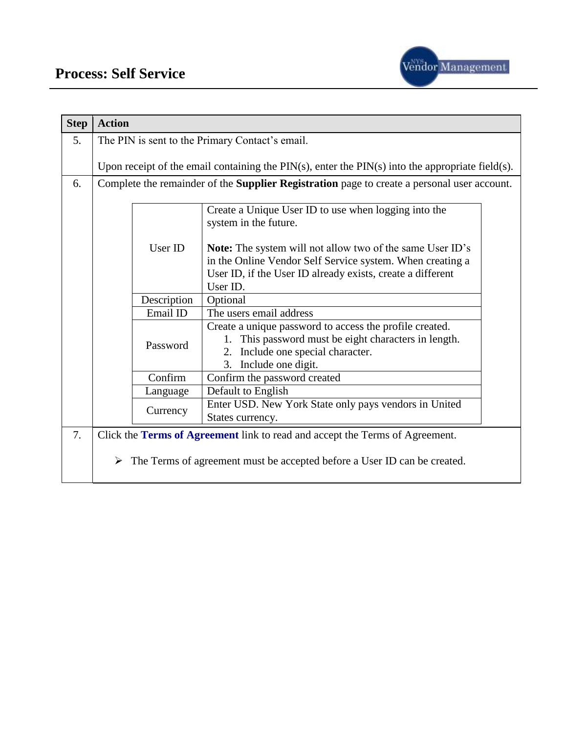## Process: Self Service

| Step | Action |
|---|---|
| 5. | The PIN is sent to the Primary Contact's email.<br><br>Upon receipt of the email containing the PIN(s), enter the PIN(s) into the appropriate field(s). |
| 6. | Complete the remainder of the **Supplier Registration** page to create a personal user account.<br><br>**User ID**: Create a Unique User ID to use when logging into the system in the future.<br>**Note:** The system will not allow two of the same User ID's in the Online Vendor Self Service system. When creating a User ID, if the User ID already exists, create a different User ID.<br><br>**Description**: Optional<br><br>**Email ID**: The users email address<br><br>**Password**: Create a unique password to access the profile created.<br>1. This password must be eight characters in length.<br>2. Include one special character.<br>3. Include one digit.<br><br>**Confirm**: Confirm the password created<br><br>**Language**: Default to English<br><br>**Currency**: Enter USD. New York State only pays vendors in United States currency. |
| 7. | Click the **Terms of Agreement** link to read and accept the Terms of Agreement.<br><br>➢ The Terms of agreement must be accepted before a User ID can be created. |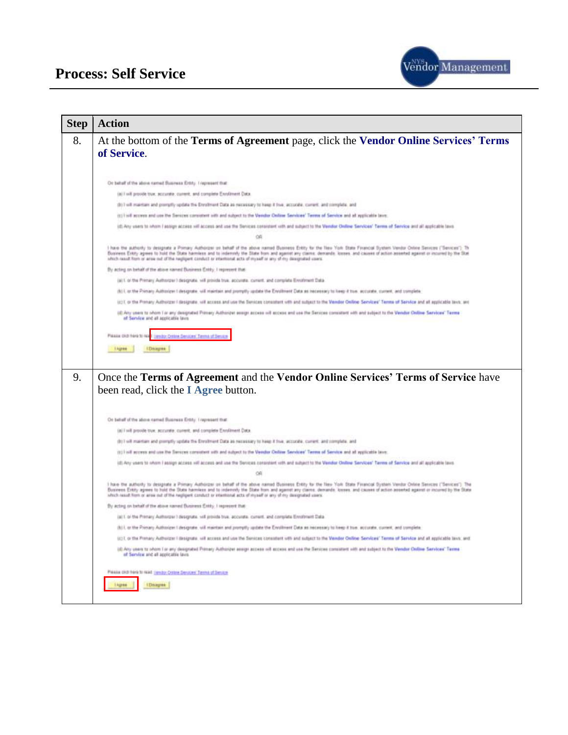# Process: Self Service

| Step | Action |
|---|---|
| 8. | At the bottom of the **Terms of Agreement** page, click the **Vendor Online Services' Terms of Service**. |
| 9. | Once the **Terms of Agreement** and the **Vendor Online Services' Terms of Service** have been read, click the **I Agree** button. |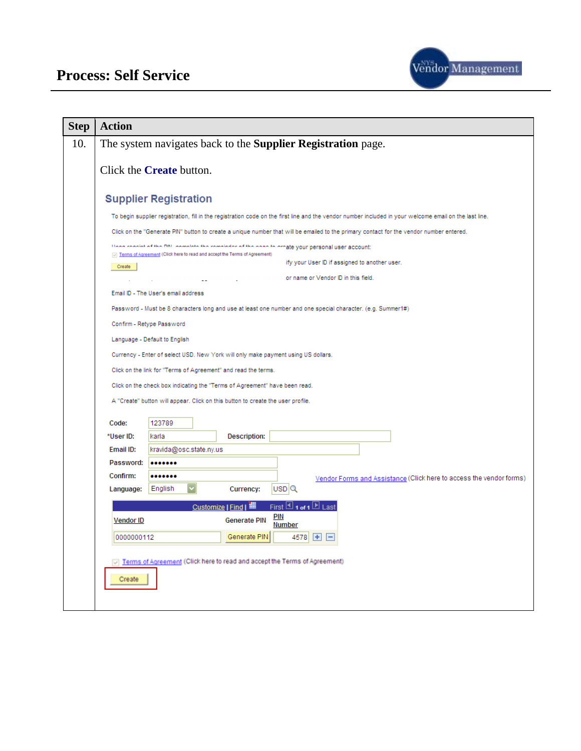# Process: Self Service

| Step | Action |
|---|---|
| 10. | The system navigates back to the **Supplier Registration** page.<br><br>Click the **Create** button.<br><br>**Supplier Registration**<br><br>To begin supplier registration, fill in the registration code on the first line and the vendor number included in your welcome email on the last line.<br><br>Click on the "Generate PIN" button to create a unique number that will be emailed to the primary contact for the vendor number entered.<br><br>...ate your personal user account:<br><br>...ify your User ID if assigned to another user.<br><br>...or name or Vendor ID in this field.<br><br>Email ID - The User's email address<br><br>Password - Must be 8 characters long and use at least one number and one special character. (e.g. Summer1#)<br><br>Confirm - Retype Password<br><br>Language - Default to English<br><br>Currency - Enter of select USD. New York will only make payment using US dollars.<br><br>Click on the link for "Terms of Agreement" and read the terms.<br><br>Click on the check box indicating the "Terms of Agreement" have been read.<br><br>A "Create" button will appear. Click on this button to create the user profile.<br><br>Code: 123789<br>*User ID: karla Description:<br>Email ID: kravida@osc.state.ny.us<br>Password: •••••••<br>Confirm: ••••••• Vendor Forms and Assistance (Click here to access the vendor forms)<br>Language: English Currency: USD<br><br>Customize \| Find \| First 1 of 1 Last<br>Vendor ID: 0000000112 Generate PIN PIN Number: 4578<br><br>Terms of Agreement (Click here to read and accept the Terms of Agreement)<br><br>Create |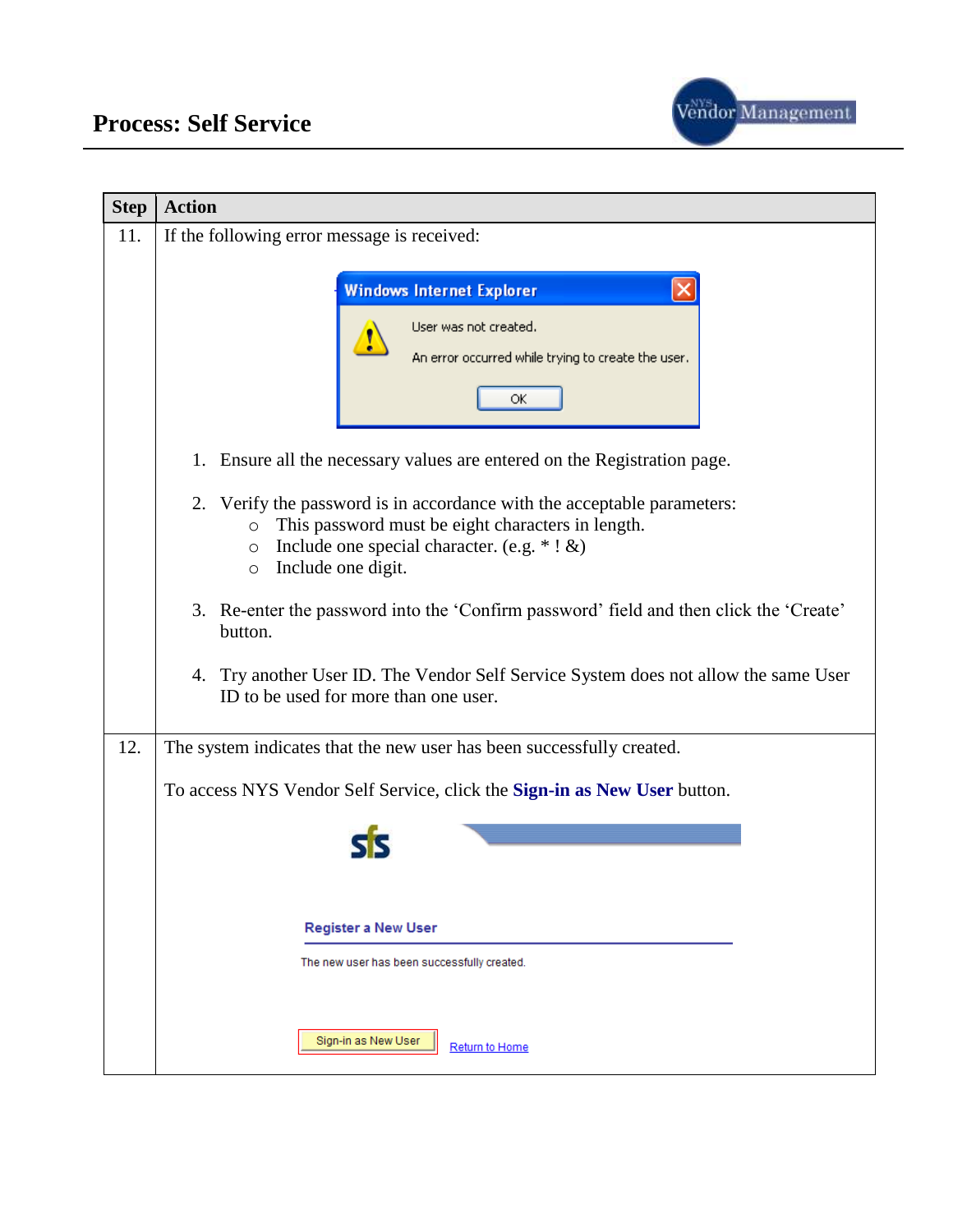## Process: Self Service

| Step | Action |
|---|---|
| 11. | If the following error message is received:<br><br>Windows Internet Explorer<br>User was not created.<br>An error occurred while trying to create the user.<br>OK<br><br>1. Ensure all the necessary values are entered on the Registration page.<br><br>2. Verify the password is in accordance with the acceptable parameters:<br>  ○ This password must be eight characters in length.<br>  ○ Include one special character. (e.g. * ! &)<br>  ○ Include one digit.<br><br>3. Re-enter the password into the 'Confirm password' field and then click the 'Create' button.<br><br>4. Try another User ID. The Vendor Self Service System does not allow the same User ID to be used for more than one user. |
| 12. | The system indicates that the new user has been successfully created.<br><br>To access NYS Vendor Self Service, click the **Sign-in as New User** button.<br><br>Register a New User<br>The new user has been successfully created.<br>Sign-in as New User  Return to Home |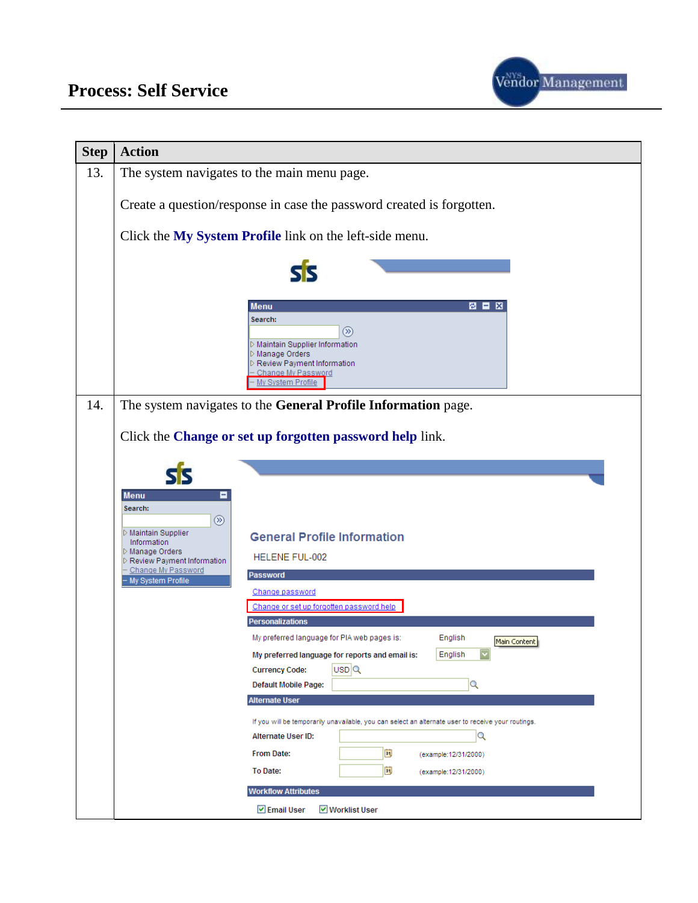# Process: Self Service

| Step | Action |
|---|---|
| 13. | The system navigates to the main menu page. <br><br> Create a question/response in case the password created is forgotten. <br><br> Click the **My System Profile** link on the left-side menu. |
| 14. | The system navigates to the **General Profile Information** page. <br><br> Click the **Change or set up forgotten password help** link. |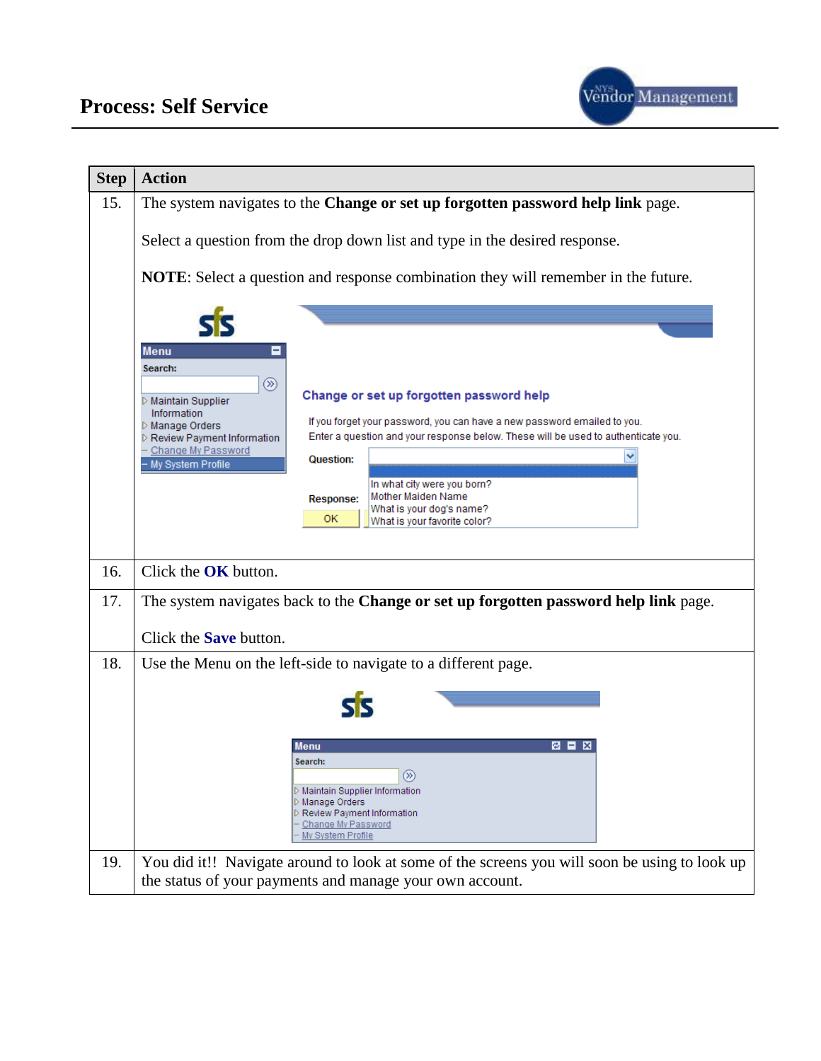## Process: Self Service

| Step | Action |
|---|---|
| 15. | The system navigates to the **Change or set up forgotten password help link** page.<br><br>Select a question from the drop down list and type in the desired response.<br><br>**NOTE**: Select a question and response combination they will remember in the future. |
| 16. | Click the **OK** button. |
| 17. | The system navigates back to the **Change or set up forgotten password help link** page.<br><br>Click the **Save** button. |
| 18. | Use the Menu on the left-side to navigate to a different page. |
| 19. | You did it!! Navigate around to look at some of the screens you will soon be using to look up the status of your payments and manage your own account. |